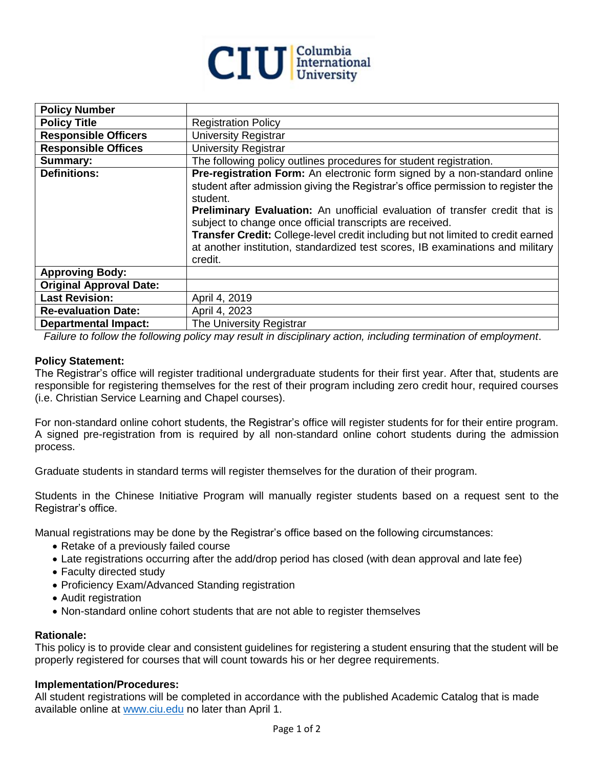Columbia International University

| Policy Number | |
|---|---|
| **Policy Title** | Registration Policy |
| **Responsible Officers** | University Registrar |
| **Responsible Offices** | University Registrar |
| **Summary:** | The following policy outlines procedures for student registration. |
| **Definitions:** | **Pre-registration Form:** An electronic form signed by a non-standard online student after admission giving the Registrar's office permission to register the student. **Preliminary Evaluation:** An unofficial evaluation of transfer credit that is subject to change once official transcripts are received. **Transfer Credit:** College-level credit including but not limited to credit earned at another institution, standardized test scores, IB examinations and military credit. |
| **Approving Body:** | |
| **Original Approval Date:** | |
| **Last Revision:** | April 4, 2019 |
| **Re-evaluation Date:** | April 4, 2023 |
| **Departmental Impact:** | The University Registrar |

*Failure to follow the following policy may result in disciplinary action, including termination of employment*.

**Policy Statement:**

The Registrar's office will register traditional undergraduate students for their first year. After that, students are responsible for registering themselves for the rest of their program including zero credit hour, required courses (i.e. Christian Service Learning and Chapel courses).

For non-standard online cohort students, the Registrar's office will register students for for their entire program. A signed pre-registration from is required by all non-standard online cohort students during the admission process.

Graduate students in standard terms will register themselves for the duration of their program.

Students in the Chinese Initiative Program will manually register students based on a request sent to the Registrar's office.

Manual registrations may be done by the Registrar's office based on the following circumstances:

- Retake of a previously failed course
- Late registrations occurring after the add/drop period has closed (with dean approval and late fee)
- Faculty directed study
- Proficiency Exam/Advanced Standing registration
- Audit registration
- Non-standard online cohort students that are not able to register themselves

**Rationale:**

This policy is to provide clear and consistent guidelines for registering a student ensuring that the student will be properly registered for courses that will count towards his or her degree requirements.

**Implementation/Procedures:**

All student registrations will be completed in accordance with the published Academic Catalog that is made available online at www.ciu.edu no later than April 1.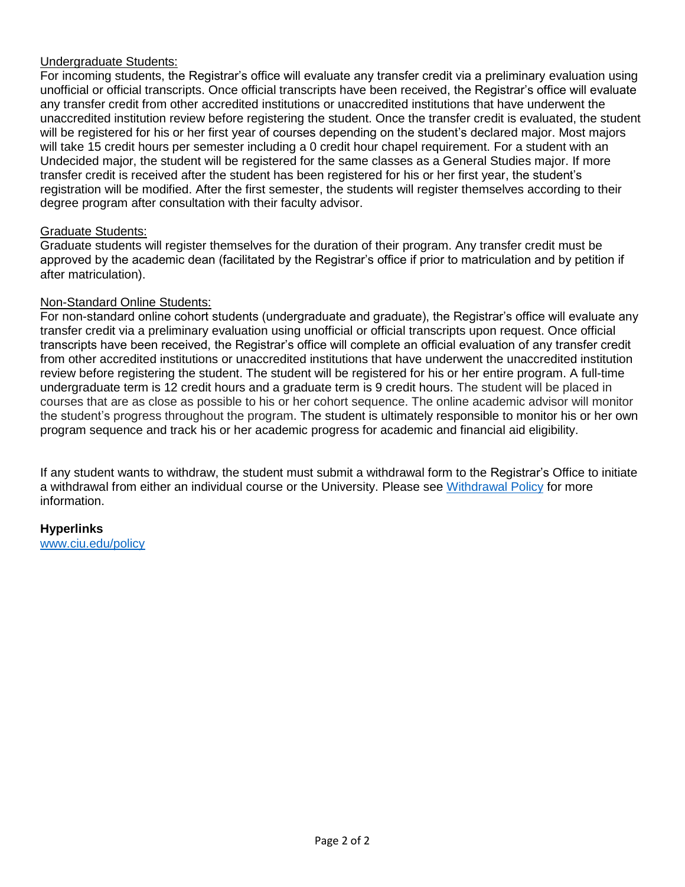Undergraduate Students:

For incoming students, the Registrar's office will evaluate any transfer credit via a preliminary evaluation using unofficial or official transcripts. Once official transcripts have been received, the Registrar's office will evaluate any transfer credit from other accredited institutions or unaccredited institutions that have underwent the unaccredited institution review before registering the student. Once the transfer credit is evaluated, the student will be registered for his or her first year of courses depending on the student's declared major. Most majors will take 15 credit hours per semester including a 0 credit hour chapel requirement. For a student with an Undecided major, the student will be registered for the same classes as a General Studies major. If more transfer credit is received after the student has been registered for his or her first year, the student's registration will be modified. After the first semester, the students will register themselves according to their degree program after consultation with their faculty advisor.

Graduate Students:

Graduate students will register themselves for the duration of their program. Any transfer credit must be approved by the academic dean (facilitated by the Registrar's office if prior to matriculation and by petition if after matriculation).

Non-Standard Online Students:

For non-standard online cohort students (undergraduate and graduate), the Registrar's office will evaluate any transfer credit via a preliminary evaluation using unofficial or official transcripts upon request. Once official transcripts have been received, the Registrar's office will complete an official evaluation of any transfer credit from other accredited institutions or unaccredited institutions that have underwent the unaccredited institution review before registering the student. The student will be registered for his or her entire program. A full-time undergraduate term is 12 credit hours and a graduate term is 9 credit hours. The student will be placed in courses that are as close as possible to his or her cohort sequence. The online academic advisor will monitor the student's progress throughout the program. The student is ultimately responsible to monitor his or her own program sequence and track his or her academic progress for academic and financial aid eligibility.

If any student wants to withdraw, the student must submit a withdrawal form to the Registrar's Office to initiate a withdrawal from either an individual course or the University. Please see Withdrawal Policy for more information.

**Hyperlinks**

www.ciu.edu/policy